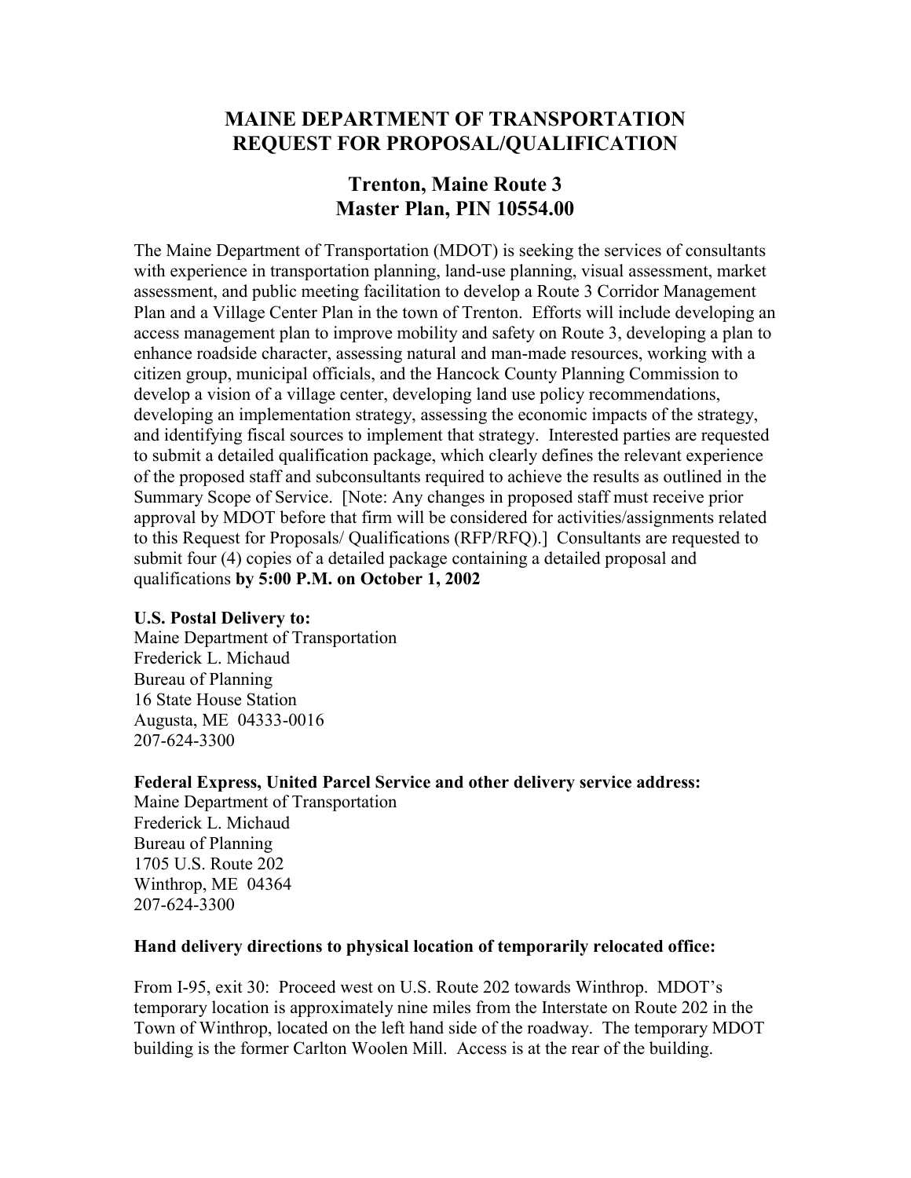# MAINE DEPARTMENT OF TRANSPORTATION
# REQUEST FOR PROPOSAL/QUALIFICATION

## Trenton, Maine Route 3
## Master Plan, PIN 10554.00

The Maine Department of Transportation (MDOT) is seeking the services of consultants with experience in transportation planning, land-use planning, visual assessment, market assessment, and public meeting facilitation to develop a Route 3 Corridor Management Plan and a Village Center Plan in the town of Trenton. Efforts will include developing an access management plan to improve mobility and safety on Route 3, developing a plan to enhance roadside character, assessing natural and man-made resources, working with a citizen group, municipal officials, and the Hancock County Planning Commission to develop a vision of a village center, developing land use policy recommendations, developing an implementation strategy, assessing the economic impacts of the strategy, and identifying fiscal sources to implement that strategy. Interested parties are requested to submit a detailed qualification package, which clearly defines the relevant experience of the proposed staff and subconsultants required to achieve the results as outlined in the Summary Scope of Service. [Note: Any changes in proposed staff must receive prior approval by MDOT before that firm will be considered for activities/assignments related to this Request for Proposals/ Qualifications (RFP/RFQ).] Consultants are requested to submit four (4) copies of a detailed package containing a detailed proposal and qualifications **by 5:00 P.M. on October 1, 2002**

**U.S. Postal Delivery to:**
Maine Department of Transportation
Frederick L. Michaud
Bureau of Planning
16 State House Station
Augusta, ME 04333-0016
207-624-3300

**Federal Express, United Parcel Service and other delivery service address:**
Maine Department of Transportation
Frederick L. Michaud
Bureau of Planning
1705 U.S. Route 202
Winthrop, ME 04364
207-624-3300

**Hand delivery directions to physical location of temporarily relocated office:**

From I-95, exit 30: Proceed west on U.S. Route 202 towards Winthrop. MDOT's temporary location is approximately nine miles from the Interstate on Route 202 in the Town of Winthrop, located on the left hand side of the roadway. The temporary MDOT building is the former Carlton Woolen Mill. Access is at the rear of the building.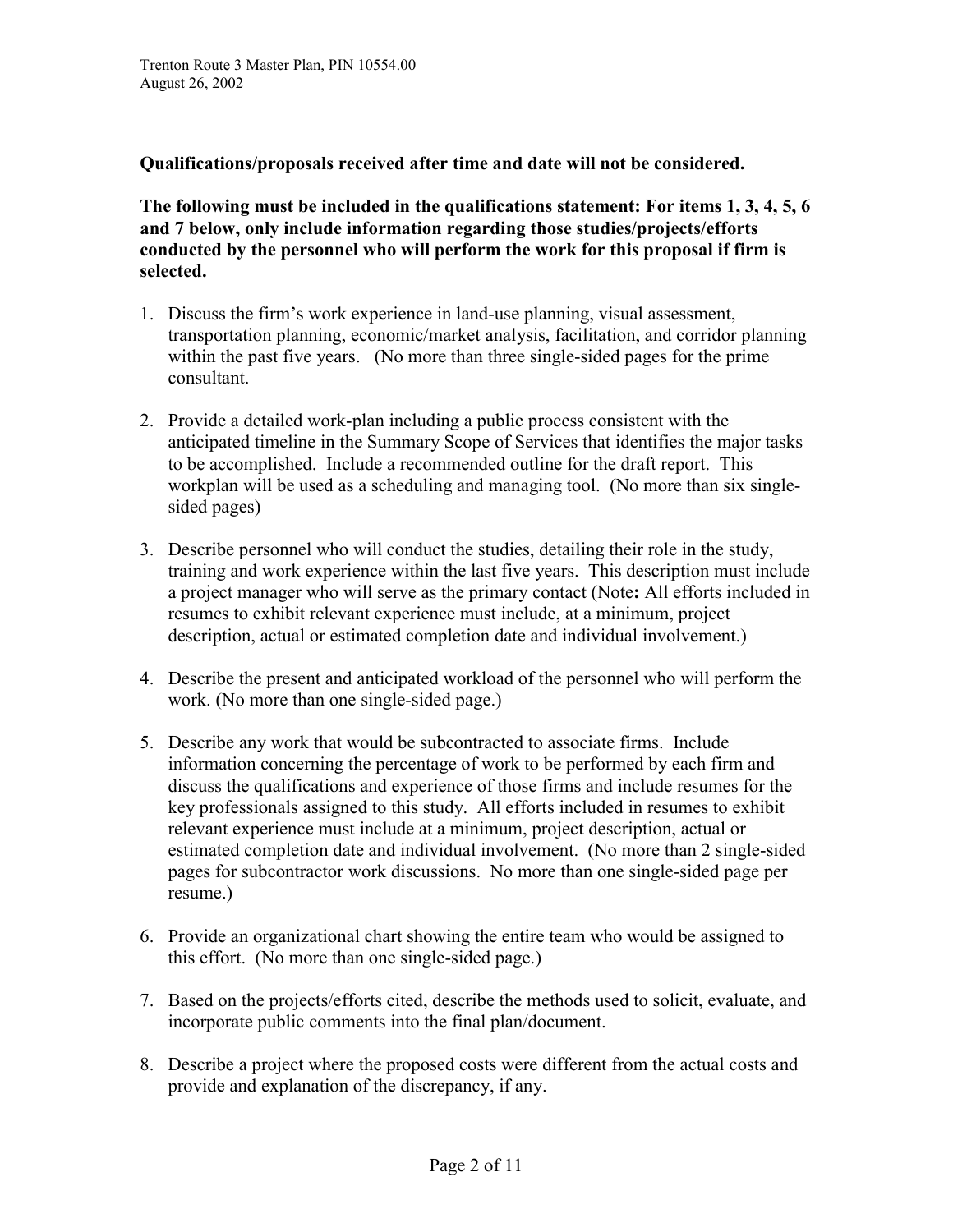**Qualifications/proposals received after time and date will not be considered.**

**The following must be included in the qualifications statement: For items 1, 3, 4, 5, 6 and 7 below, only include information regarding those studies/projects/efforts conducted by the personnel who will perform the work for this proposal if firm is selected.**

1. Discuss the firm's work experience in land-use planning, visual assessment, transportation planning, economic/market analysis, facilitation, and corridor planning within the past five years. (No more than three single-sided pages for the prime consultant.
2. Provide a detailed work-plan including a public process consistent with the anticipated timeline in the Summary Scope of Services that identifies the major tasks to be accomplished. Include a recommended outline for the draft report. This workplan will be used as a scheduling and managing tool. (No more than six single-sided pages)
3. Describe personnel who will conduct the studies, detailing their role in the study, training and work experience within the last five years. This description must include a project manager who will serve as the primary contact (Note**:** All efforts included in resumes to exhibit relevant experience must include, at a minimum, project description, actual or estimated completion date and individual involvement.)
4. Describe the present and anticipated workload of the personnel who will perform the work. (No more than one single-sided page.)
5. Describe any work that would be subcontracted to associate firms. Include information concerning the percentage of work to be performed by each firm and discuss the qualifications and experience of those firms and include resumes for the key professionals assigned to this study. All efforts included in resumes to exhibit relevant experience must include at a minimum, project description, actual or estimated completion date and individual involvement. (No more than 2 single-sided pages for subcontractor work discussions. No more than one single-sided page per resume.)
6. Provide an organizational chart showing the entire team who would be assigned to this effort. (No more than one single-sided page.)
7. Based on the projects/efforts cited, describe the methods used to solicit, evaluate, and incorporate public comments into the final plan/document.
8. Describe a project where the proposed costs were different from the actual costs and provide and explanation of the discrepancy, if any.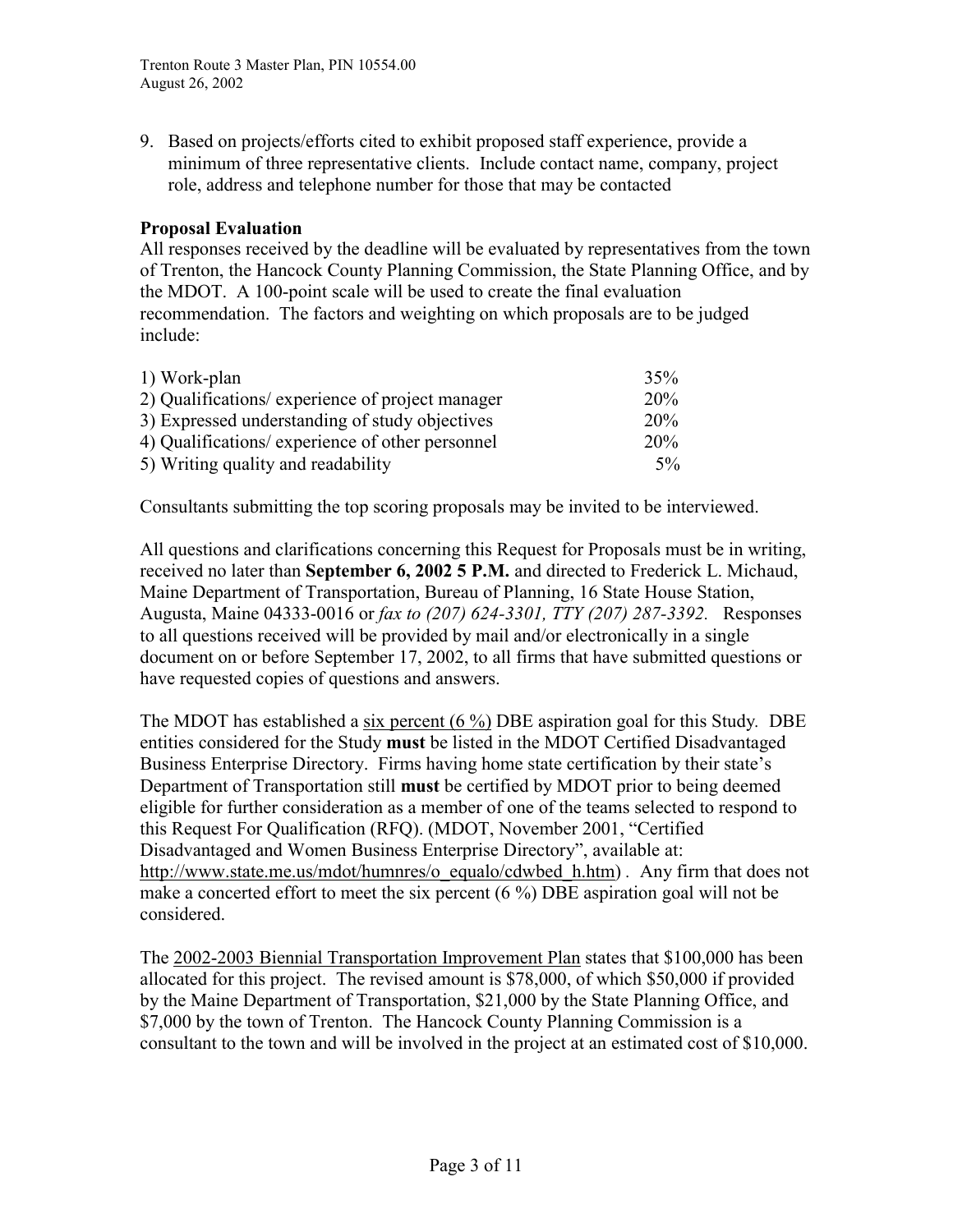9. Based on projects/efforts cited to exhibit proposed staff experience, provide a minimum of three representative clients. Include contact name, company, project role, address and telephone number for those that may be contacted

**Proposal Evaluation**

All responses received by the deadline will be evaluated by representatives from the town of Trenton, the Hancock County Planning Commission, the State Planning Office, and by the MDOT. A 100-point scale will be used to create the final evaluation recommendation. The factors and weighting on which proposals are to be judged include:

| | |
|---|---|
| 1) Work-plan | 35% |
| 2) Qualifications/ experience of project manager | 20% |
| 3) Expressed understanding of study objectives | 20% |
| 4) Qualifications/ experience of other personnel | 20% |
| 5) Writing quality and readability | 5% |

Consultants submitting the top scoring proposals may be invited to be interviewed.

All questions and clarifications concerning this Request for Proposals must be in writing, received no later than **September 6, 2002 5 P.M.** and directed to Frederick L. Michaud, Maine Department of Transportation, Bureau of Planning, 16 State House Station, Augusta, Maine 04333-0016 or *fax to (207) 624-3301, TTY (207) 287-3392.* Responses to all questions received will be provided by mail and/or electronically in a single document on or before September 17, 2002, to all firms that have submitted questions or have requested copies of questions and answers.

The MDOT has established a six percent (6 %) DBE aspiration goal for this Study. DBE entities considered for the Study **must** be listed in the MDOT Certified Disadvantaged Business Enterprise Directory. Firms having home state certification by their state's Department of Transportation still **must** be certified by MDOT prior to being deemed eligible for further consideration as a member of one of the teams selected to respond to this Request For Qualification (RFQ). (MDOT, November 2001, "Certified Disadvantaged and Women Business Enterprise Directory", available at: http://www.state.me.us/mdot/humnres/o_equalo/cdwbed_h.htm) . Any firm that does not make a concerted effort to meet the six percent (6 %) DBE aspiration goal will not be considered.

The 2002-2003 Biennial Transportation Improvement Plan states that $100,000 has been allocated for this project. The revised amount is $78,000, of which $50,000 if provided by the Maine Department of Transportation, $21,000 by the State Planning Office, and $7,000 by the town of Trenton. The Hancock County Planning Commission is a consultant to the town and will be involved in the project at an estimated cost of $10,000.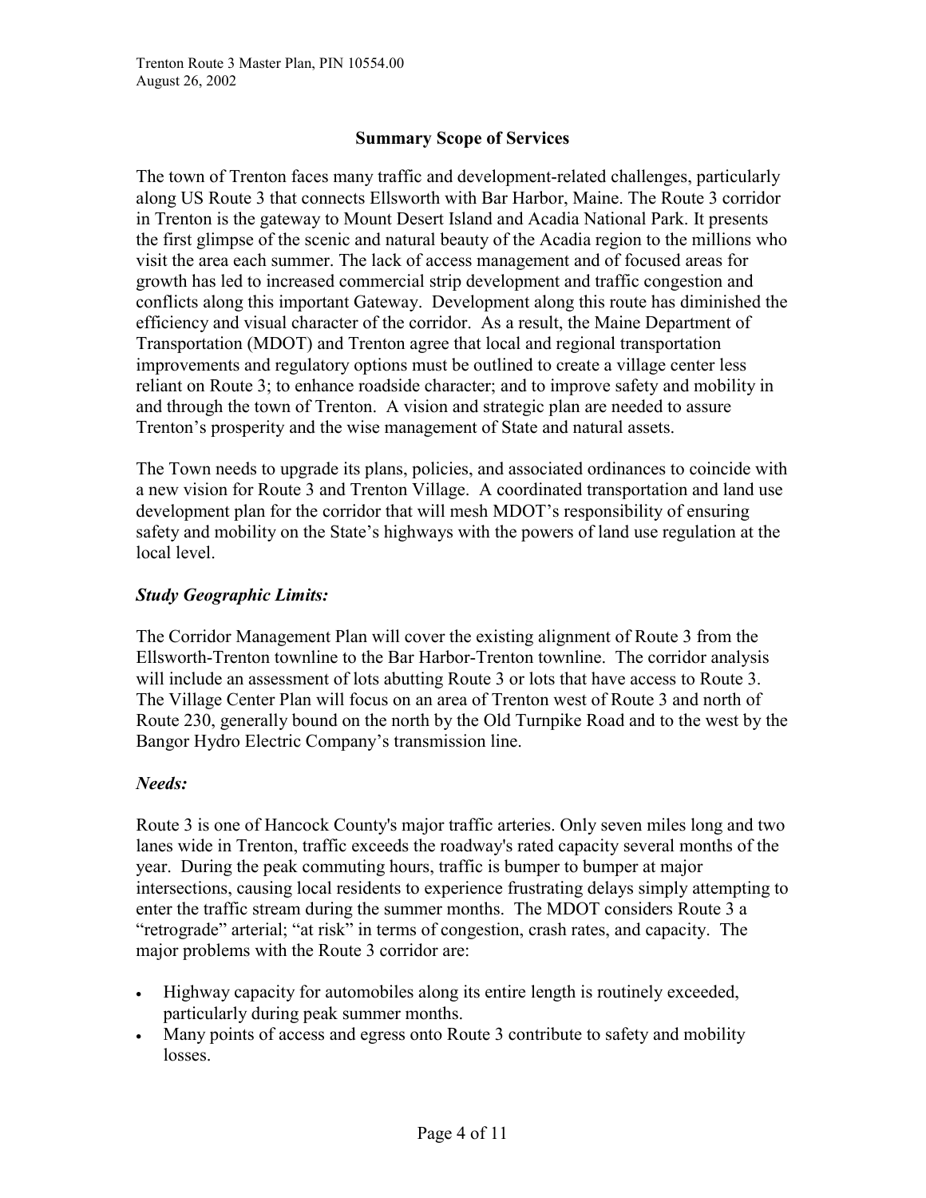## Summary Scope of Services

The town of Trenton faces many traffic and development-related challenges, particularly along US Route 3 that connects Ellsworth with Bar Harbor, Maine. The Route 3 corridor in Trenton is the gateway to Mount Desert Island and Acadia National Park. It presents the first glimpse of the scenic and natural beauty of the Acadia region to the millions who visit the area each summer. The lack of access management and of focused areas for growth has led to increased commercial strip development and traffic congestion and conflicts along this important Gateway. Development along this route has diminished the efficiency and visual character of the corridor. As a result, the Maine Department of Transportation (MDOT) and Trenton agree that local and regional transportation improvements and regulatory options must be outlined to create a village center less reliant on Route 3; to enhance roadside character; and to improve safety and mobility in and through the town of Trenton. A vision and strategic plan are needed to assure Trenton's prosperity and the wise management of State and natural assets.

The Town needs to upgrade its plans, policies, and associated ordinances to coincide with a new vision for Route 3 and Trenton Village. A coordinated transportation and land use development plan for the corridor that will mesh MDOT's responsibility of ensuring safety and mobility on the State's highways with the powers of land use regulation at the local level.

### *Study Geographic Limits:*

The Corridor Management Plan will cover the existing alignment of Route 3 from the Ellsworth-Trenton townline to the Bar Harbor-Trenton townline. The corridor analysis will include an assessment of lots abutting Route 3 or lots that have access to Route 3. The Village Center Plan will focus on an area of Trenton west of Route 3 and north of Route 230, generally bound on the north by the Old Turnpike Road and to the west by the Bangor Hydro Electric Company's transmission line.

### *Needs:*

Route 3 is one of Hancock County's major traffic arteries. Only seven miles long and two lanes wide in Trenton, traffic exceeds the roadway's rated capacity several months of the year. During the peak commuting hours, traffic is bumper to bumper at major intersections, causing local residents to experience frustrating delays simply attempting to enter the traffic stream during the summer months. The MDOT considers Route 3 a "retrograde" arterial; "at risk" in terms of congestion, crash rates, and capacity. The major problems with the Route 3 corridor are:

- Highway capacity for automobiles along its entire length is routinely exceeded, particularly during peak summer months.
- Many points of access and egress onto Route 3 contribute to safety and mobility losses.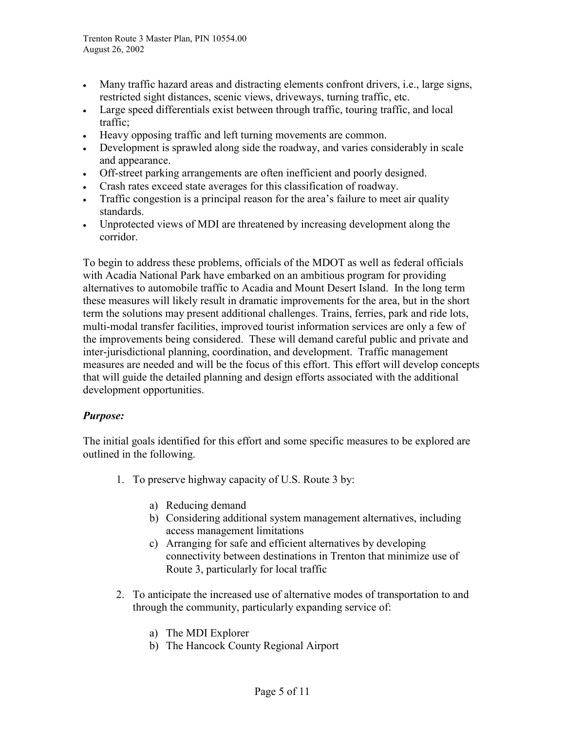- Many traffic hazard areas and distracting elements confront drivers, i.e., large signs, restricted sight distances, scenic views, driveways, turning traffic, etc.
- Large speed differentials exist between through traffic, touring traffic, and local traffic;
- Heavy opposing traffic and left turning movements are common.
- Development is sprawled along side the roadway, and varies considerably in scale and appearance.
- Off-street parking arrangements are often inefficient and poorly designed.
- Crash rates exceed state averages for this classification of roadway.
- Traffic congestion is a principal reason for the area's failure to meet air quality standards.
- Unprotected views of MDI are threatened by increasing development along the corridor.

To begin to address these problems, officials of the MDOT as well as federal officials with Acadia National Park have embarked on an ambitious program for providing alternatives to automobile traffic to Acadia and Mount Desert Island. In the long term these measures will likely result in dramatic improvements for the area, but in the short term the solutions may present additional challenges. Trains, ferries, park and ride lots, multi-modal transfer facilities, improved tourist information services are only a few of the improvements being considered. These will demand careful public and private and inter-jurisdictional planning, coordination, and development. Traffic management measures are needed and will be the focus of this effort. This effort will develop concepts that will guide the detailed planning and design efforts associated with the additional development opportunities.

***Purpose:***

The initial goals identified for this effort and some specific measures to be explored are outlined in the following.

1. To preserve highway capacity of U.S. Route 3 by:

   a) Reducing demand
   b) Considering additional system management alternatives, including access management limitations
   c) Arranging for safe and efficient alternatives by developing connectivity between destinations in Trenton that minimize use of Route 3, particularly for local traffic

2. To anticipate the increased use of alternative modes of transportation to and through the community, particularly expanding service of:

   a) The MDI Explorer
   b) The Hancock County Regional Airport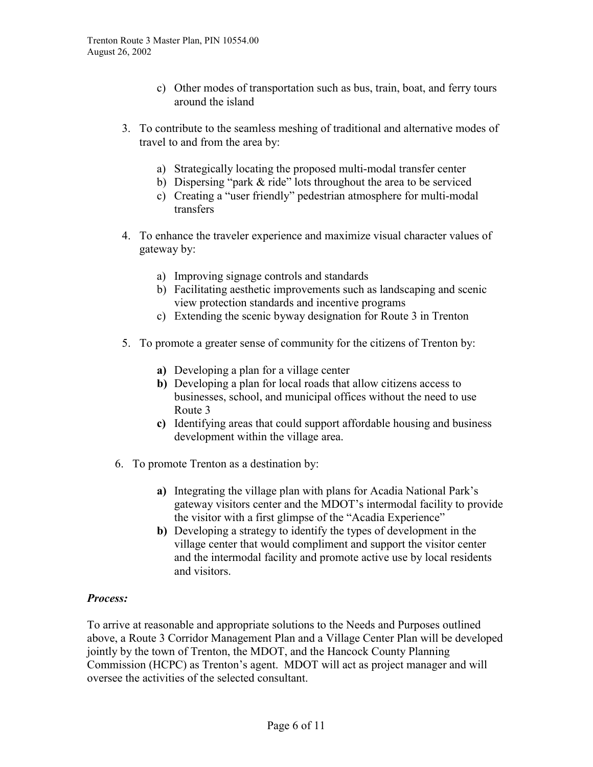c) Other modes of transportation such as bus, train, boat, and ferry tours around the island

3. To contribute to the seamless meshing of traditional and alternative modes of travel to and from the area by:

   a) Strategically locating the proposed multi-modal transfer center
   b) Dispersing "park & ride" lots throughout the area to be serviced
   c) Creating a "user friendly" pedestrian atmosphere for multi-modal transfers

4. To enhance the traveler experience and maximize visual character values of gateway by:

   a) Improving signage controls and standards
   b) Facilitating aesthetic improvements such as landscaping and scenic view protection standards and incentive programs
   c) Extending the scenic byway designation for Route 3 in Trenton

5. To promote a greater sense of community for the citizens of Trenton by:

   **a)** Developing a plan for a village center
   **b)** Developing a plan for local roads that allow citizens access to businesses, school, and municipal offices without the need to use Route 3
   **c)** Identifying areas that could support affordable housing and business development within the village area.

6. To promote Trenton as a destination by:

   **a)** Integrating the village plan with plans for Acadia National Park's gateway visitors center and the MDOT's intermodal facility to provide the visitor with a first glimpse of the "Acadia Experience"
   **b)** Developing a strategy to identify the types of development in the village center that would compliment and support the visitor center and the intermodal facility and promote active use by local residents and visitors.

***Process:***

To arrive at reasonable and appropriate solutions to the Needs and Purposes outlined above, a Route 3 Corridor Management Plan and a Village Center Plan will be developed jointly by the town of Trenton, the MDOT, and the Hancock County Planning Commission (HCPC) as Trenton's agent. MDOT will act as project manager and will oversee the activities of the selected consultant.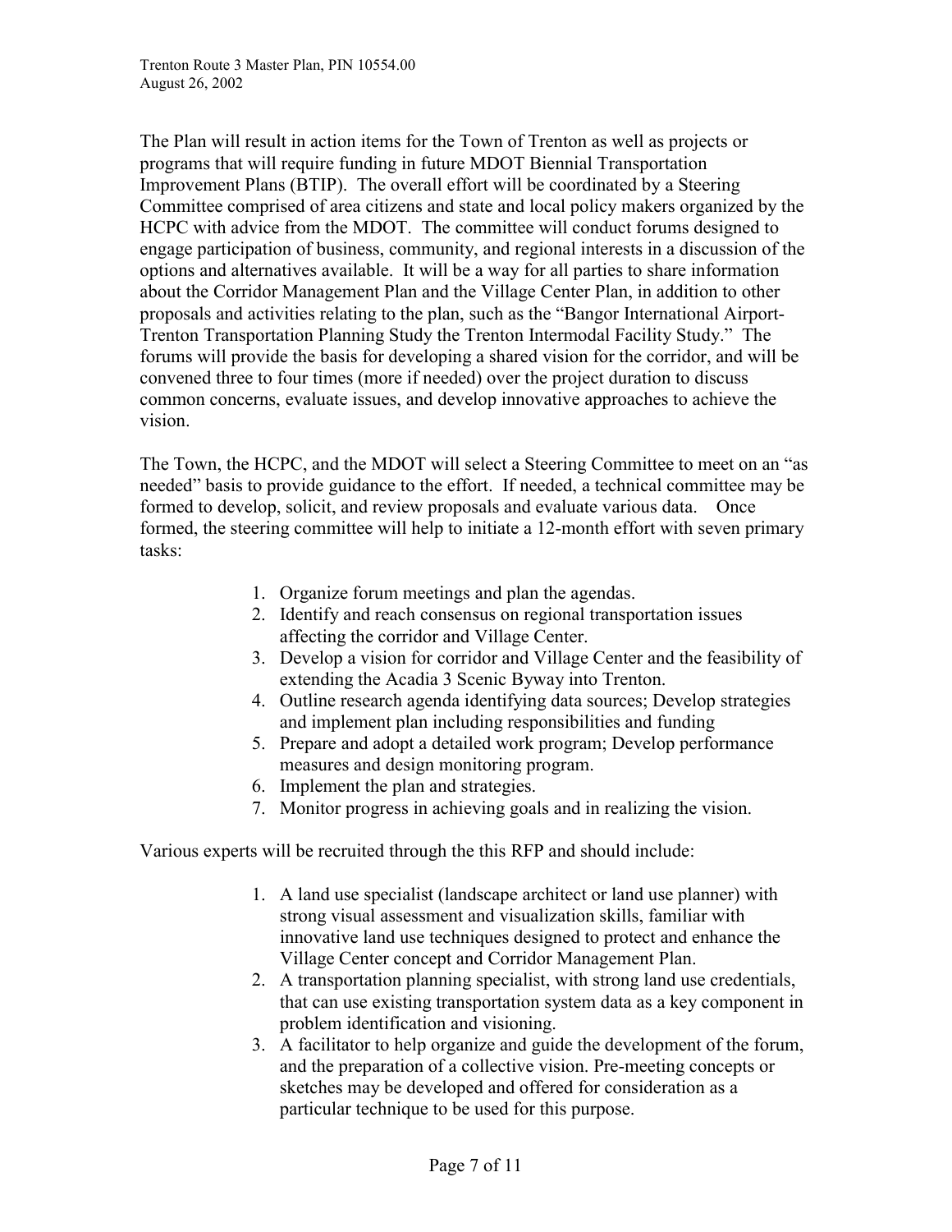The Plan will result in action items for the Town of Trenton as well as projects or programs that will require funding in future MDOT Biennial Transportation Improvement Plans (BTIP). The overall effort will be coordinated by a Steering Committee comprised of area citizens and state and local policy makers organized by the HCPC with advice from the MDOT. The committee will conduct forums designed to engage participation of business, community, and regional interests in a discussion of the options and alternatives available. It will be a way for all parties to share information about the Corridor Management Plan and the Village Center Plan, in addition to other proposals and activities relating to the plan, such as the "Bangor International Airport-Trenton Transportation Planning Study the Trenton Intermodal Facility Study." The forums will provide the basis for developing a shared vision for the corridor, and will be convened three to four times (more if needed) over the project duration to discuss common concerns, evaluate issues, and develop innovative approaches to achieve the vision.

The Town, the HCPC, and the MDOT will select a Steering Committee to meet on an "as needed" basis to provide guidance to the effort. If needed, a technical committee may be formed to develop, solicit, and review proposals and evaluate various data. Once formed, the steering committee will help to initiate a 12-month effort with seven primary tasks:

1. Organize forum meetings and plan the agendas.
2. Identify and reach consensus on regional transportation issues affecting the corridor and Village Center.
3. Develop a vision for corridor and Village Center and the feasibility of extending the Acadia 3 Scenic Byway into Trenton.
4. Outline research agenda identifying data sources; Develop strategies and implement plan including responsibilities and funding
5. Prepare and adopt a detailed work program; Develop performance measures and design monitoring program.
6. Implement the plan and strategies.
7. Monitor progress in achieving goals and in realizing the vision.

Various experts will be recruited through the this RFP and should include:

1. A land use specialist (landscape architect or land use planner) with strong visual assessment and visualization skills, familiar with innovative land use techniques designed to protect and enhance the Village Center concept and Corridor Management Plan.
2. A transportation planning specialist, with strong land use credentials, that can use existing transportation system data as a key component in problem identification and visioning.
3. A facilitator to help organize and guide the development of the forum, and the preparation of a collective vision. Pre-meeting concepts or sketches may be developed and offered for consideration as a particular technique to be used for this purpose.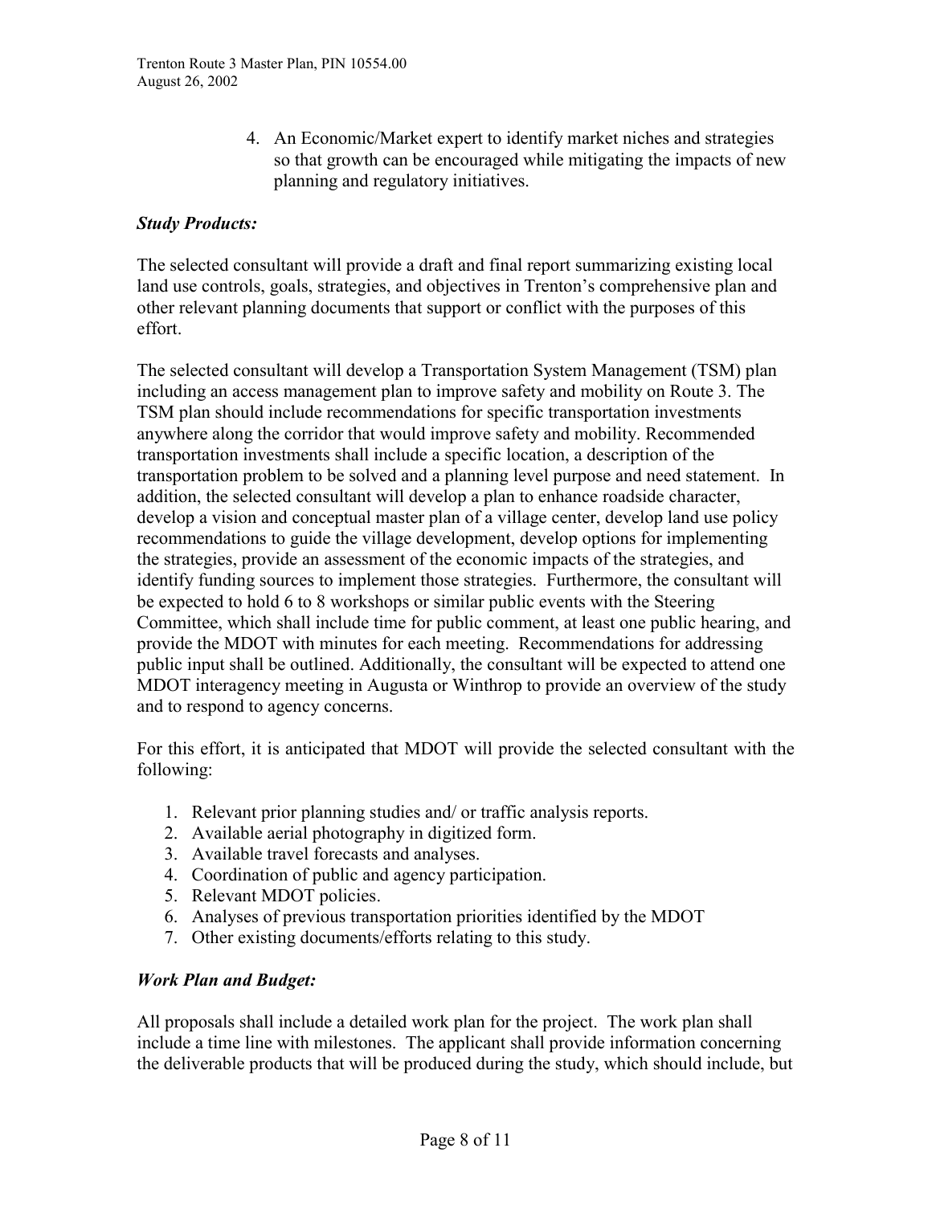4. An Economic/Market expert to identify market niches and strategies so that growth can be encouraged while mitigating the impacts of new planning and regulatory initiatives.

### *Study Products:*

The selected consultant will provide a draft and final report summarizing existing local land use controls, goals, strategies, and objectives in Trenton's comprehensive plan and other relevant planning documents that support or conflict with the purposes of this effort.

The selected consultant will develop a Transportation System Management (TSM) plan including an access management plan to improve safety and mobility on Route 3. The TSM plan should include recommendations for specific transportation investments anywhere along the corridor that would improve safety and mobility. Recommended transportation investments shall include a specific location, a description of the transportation problem to be solved and a planning level purpose and need statement. In addition, the selected consultant will develop a plan to enhance roadside character, develop a vision and conceptual master plan of a village center, develop land use policy recommendations to guide the village development, develop options for implementing the strategies, provide an assessment of the economic impacts of the strategies, and identify funding sources to implement those strategies. Furthermore, the consultant will be expected to hold 6 to 8 workshops or similar public events with the Steering Committee, which shall include time for public comment, at least one public hearing, and provide the MDOT with minutes for each meeting. Recommendations for addressing public input shall be outlined. Additionally, the consultant will be expected to attend one MDOT interagency meeting in Augusta or Winthrop to provide an overview of the study and to respond to agency concerns.

For this effort, it is anticipated that MDOT will provide the selected consultant with the following:

1. Relevant prior planning studies and/ or traffic analysis reports.
2. Available aerial photography in digitized form.
3. Available travel forecasts and analyses.
4. Coordination of public and agency participation.
5. Relevant MDOT policies.
6. Analyses of previous transportation priorities identified by the MDOT
7. Other existing documents/efforts relating to this study.

### *Work Plan and Budget:*

All proposals shall include a detailed work plan for the project. The work plan shall include a time line with milestones. The applicant shall provide information concerning the deliverable products that will be produced during the study, which should include, but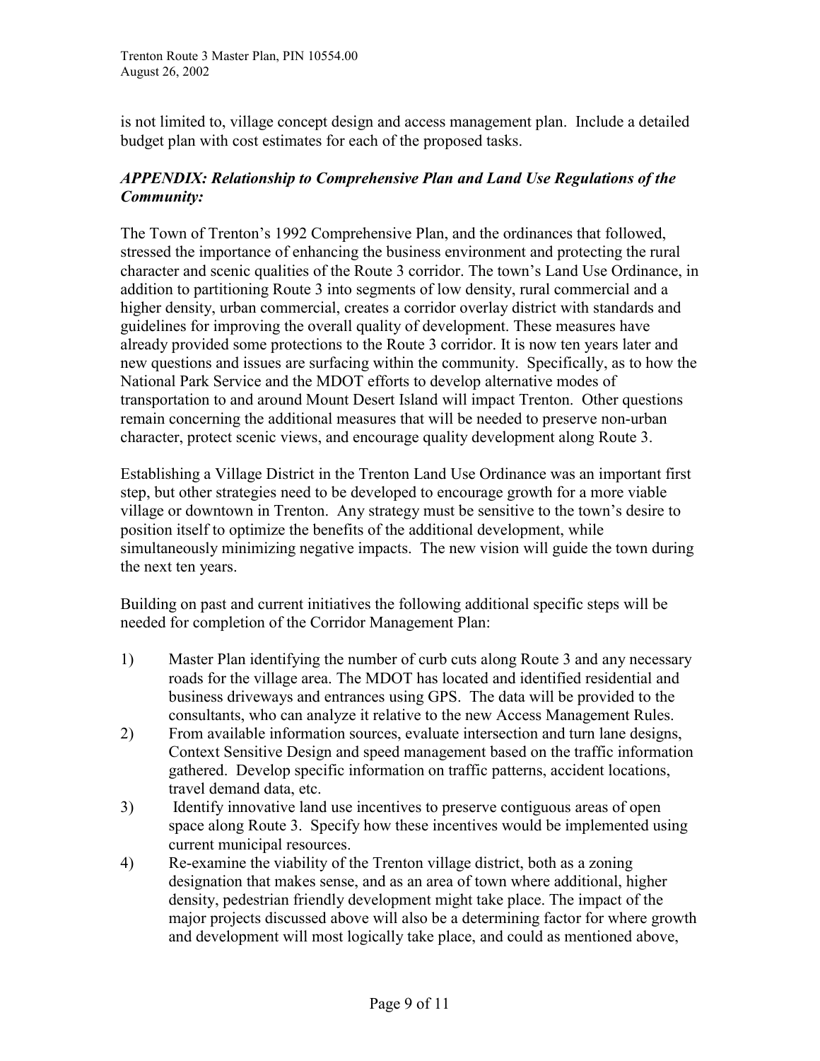is not limited to, village concept design and access management plan. Include a detailed budget plan with cost estimates for each of the proposed tasks.

### *APPENDIX: Relationship to Comprehensive Plan and Land Use Regulations of the Community:*

The Town of Trenton's 1992 Comprehensive Plan, and the ordinances that followed, stressed the importance of enhancing the business environment and protecting the rural character and scenic qualities of the Route 3 corridor. The town's Land Use Ordinance, in addition to partitioning Route 3 into segments of low density, rural commercial and a higher density, urban commercial, creates a corridor overlay district with standards and guidelines for improving the overall quality of development. These measures have already provided some protections to the Route 3 corridor. It is now ten years later and new questions and issues are surfacing within the community. Specifically, as to how the National Park Service and the MDOT efforts to develop alternative modes of transportation to and around Mount Desert Island will impact Trenton. Other questions remain concerning the additional measures that will be needed to preserve non-urban character, protect scenic views, and encourage quality development along Route 3.

Establishing a Village District in the Trenton Land Use Ordinance was an important first step, but other strategies need to be developed to encourage growth for a more viable village or downtown in Trenton. Any strategy must be sensitive to the town's desire to position itself to optimize the benefits of the additional development, while simultaneously minimizing negative impacts. The new vision will guide the town during the next ten years.

Building on past and current initiatives the following additional specific steps will be needed for completion of the Corridor Management Plan:

1) Master Plan identifying the number of curb cuts along Route 3 and any necessary roads for the village area. The MDOT has located and identified residential and business driveways and entrances using GPS. The data will be provided to the consultants, who can analyze it relative to the new Access Management Rules.
2) From available information sources, evaluate intersection and turn lane designs, Context Sensitive Design and speed management based on the traffic information gathered. Develop specific information on traffic patterns, accident locations, travel demand data, etc.
3) Identify innovative land use incentives to preserve contiguous areas of open space along Route 3. Specify how these incentives would be implemented using current municipal resources.
4) Re-examine the viability of the Trenton village district, both as a zoning designation that makes sense, and as an area of town where additional, higher density, pedestrian friendly development might take place. The impact of the major projects discussed above will also be a determining factor for where growth and development will most logically take place, and could as mentioned above,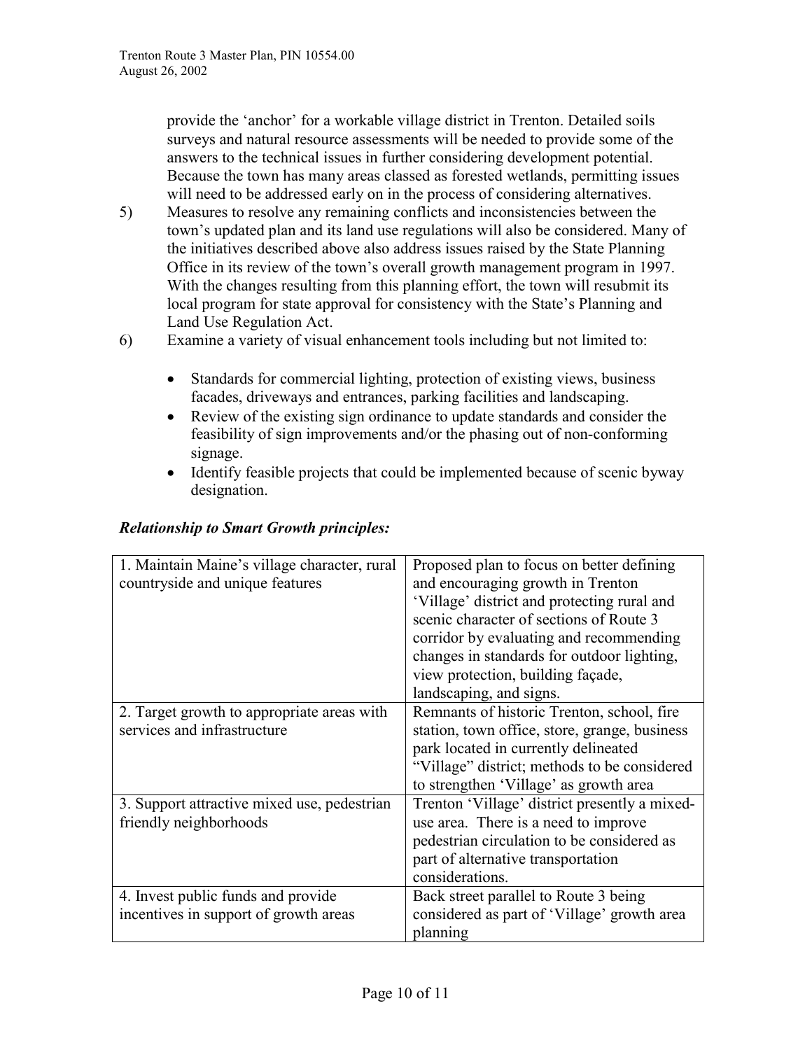provide the 'anchor' for a workable village district in Trenton. Detailed soils surveys and natural resource assessments will be needed to provide some of the answers to the technical issues in further considering development potential. Because the town has many areas classed as forested wetlands, permitting issues will need to be addressed early on in the process of considering alternatives.

5) Measures to resolve any remaining conflicts and inconsistencies between the town's updated plan and its land use regulations will also be considered. Many of the initiatives described above also address issues raised by the State Planning Office in its review of the town's overall growth management program in 1997. With the changes resulting from this planning effort, the town will resubmit its local program for state approval for consistency with the State's Planning and Land Use Regulation Act.

6) Examine a variety of visual enhancement tools including but not limited to:

   - Standards for commercial lighting, protection of existing views, business facades, driveways and entrances, parking facilities and landscaping.
   - Review of the existing sign ordinance to update standards and consider the feasibility of sign improvements and/or the phasing out of non-conforming signage.
   - Identify feasible projects that could be implemented because of scenic byway designation.

***Relationship to Smart Growth principles:***

| | |
|---|---|
| 1. Maintain Maine's village character, rural countryside and unique features | Proposed plan to focus on better defining and encouraging growth in Trenton 'Village' district and protecting rural and scenic character of sections of Route 3 corridor by evaluating and recommending changes in standards for outdoor lighting, view protection, building façade, landscaping, and signs. |
| 2. Target growth to appropriate areas with services and infrastructure | Remnants of historic Trenton, school, fire station, town office, store, grange, business park located in currently delineated "Village" district; methods to be considered to strengthen 'Village' as growth area |
| 3. Support attractive mixed use, pedestrian friendly neighborhoods | Trenton 'Village' district presently a mixed-use area. There is a need to improve pedestrian circulation to be considered as part of alternative transportation considerations. |
| 4. Invest public funds and provide incentives in support of growth areas | Back street parallel to Route 3 being considered as part of 'Village' growth area planning |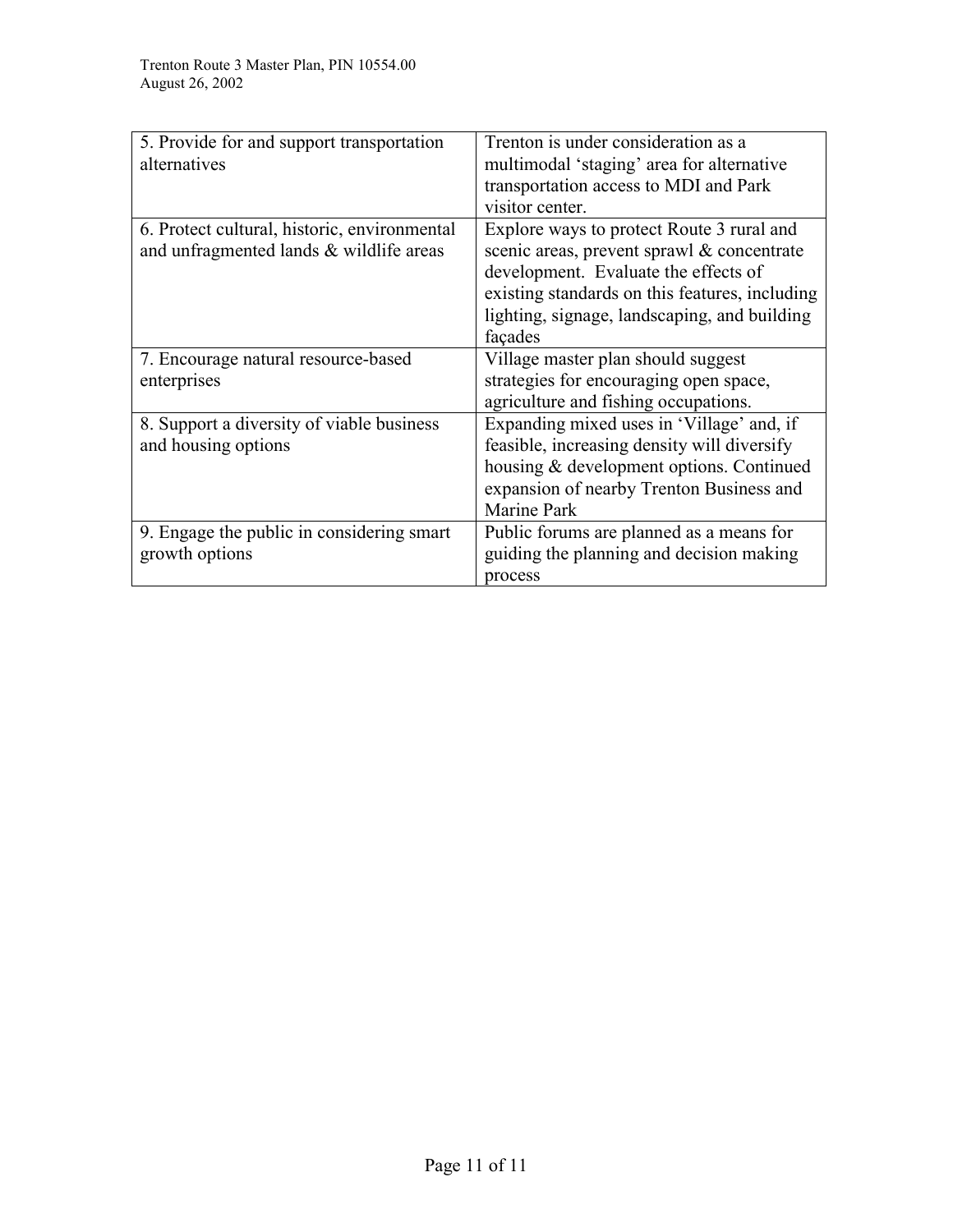| | |
|---|---|
| 5. Provide for and support transportation alternatives | Trenton is under consideration as a multimodal 'staging' area for alternative transportation access to MDI and Park visitor center. |
| 6. Protect cultural, historic, environmental and unfragmented lands & wildlife areas | Explore ways to protect Route 3 rural and scenic areas, prevent sprawl & concentrate development. Evaluate the effects of existing standards on this features, including lighting, signage, landscaping, and building façades |
| 7. Encourage natural resource-based enterprises | Village master plan should suggest strategies for encouraging open space, agriculture and fishing occupations. |
| 8. Support a diversity of viable business and housing options | Expanding mixed uses in 'Village' and, if feasible, increasing density will diversify housing & development options. Continued expansion of nearby Trenton Business and Marine Park |
| 9. Engage the public in considering smart growth options | Public forums are planned as a means for guiding the planning and decision making process |